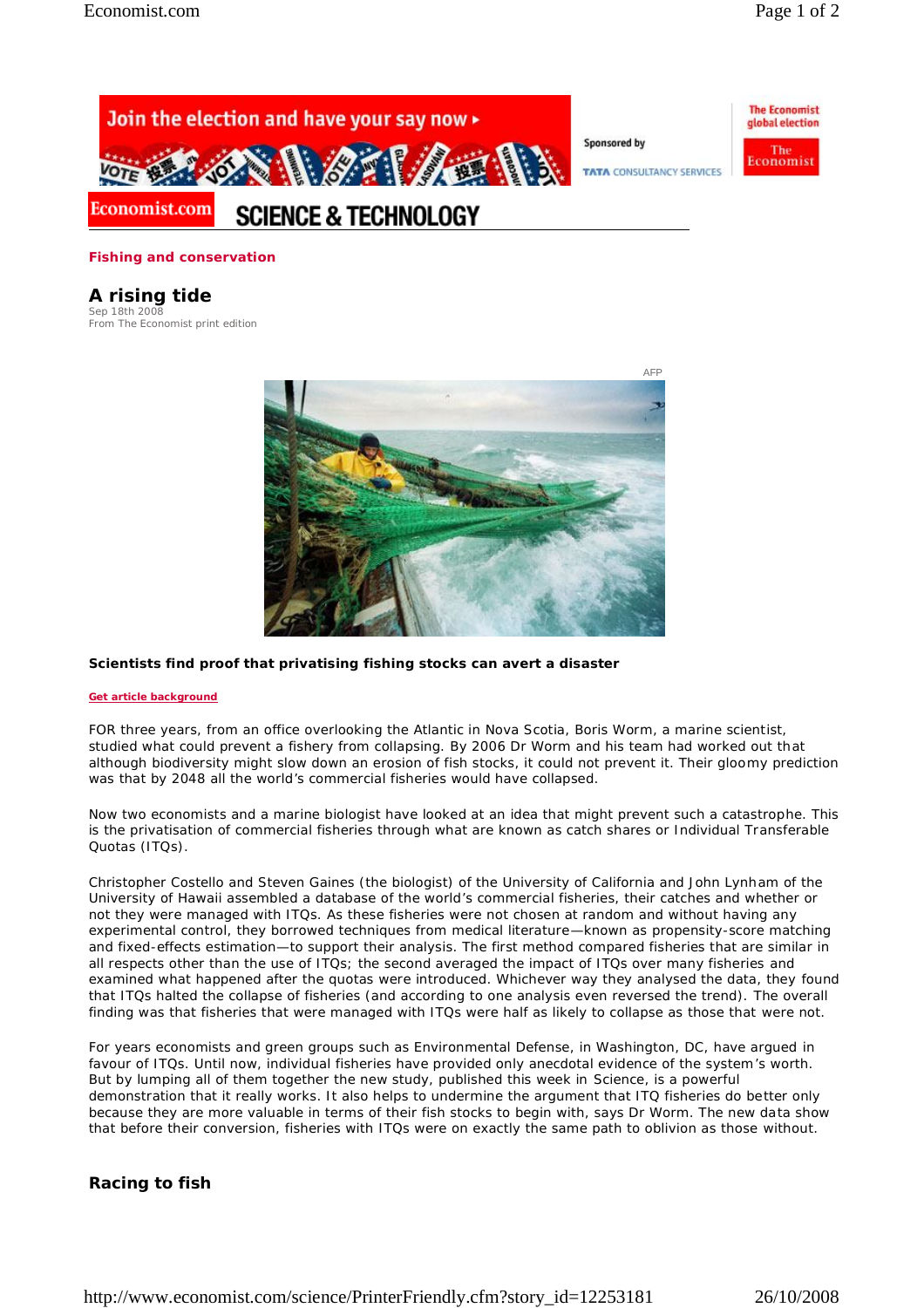Economist.com **SCIENCE & TECHNOLOGY**

**Fishing and conservation**

# A rising tide

Sep 18th 2008
From The Economist print edition

AFP

**Scientists find proof that privatising fishing stocks can avert a disaster**

Get article background

FOR three years, from an office overlooking the Atlantic in Nova Scotia, Boris Worm, a marine scientist, studied what could prevent a fishery from collapsing. By 2006 Dr Worm and his team had worked out that although biodiversity might slow down an erosion of fish stocks, it could not prevent it. Their gloomy prediction was that by 2048 all the world's commercial fisheries would have collapsed.

Now two economists and a marine biologist have looked at an idea that might prevent such a catastrophe. This is the privatisation of commercial fisheries through what are known as catch shares or Individual Transferable Quotas (ITQs).

Christopher Costello and Steven Gaines (the biologist) of the University of California and John Lynham of the University of Hawaii assembled a database of the world's commercial fisheries, their catches and whether or not they were managed with ITQs. As these fisheries were not chosen at random and without having any experimental control, they borrowed techniques from medical literature—known as propensity-score matching and fixed-effects estimation—to support their analysis. The first method compared fisheries that are similar in all respects other than the use of ITQs; the second averaged the impact of ITQs over many fisheries and examined what happened after the quotas were introduced. Whichever way they analysed the data, they found that ITQs halted the collapse of fisheries (and according to one analysis even reversed the trend). The overall finding was that fisheries that were managed with ITQs were half as likely to collapse as those that were not.

For years economists and green groups such as Environmental Defense, in Washington, DC, have argued in favour of ITQs. Until now, individual fisheries have provided only anecdotal evidence of the system's worth. But by lumping all of them together the new study, published this week in Science, is a powerful demonstration that it really works. It also helps to undermine the argument that ITQ fisheries do better only because they are more valuable in terms of their fish stocks to begin with, says Dr Worm. The new data show that before their conversion, fisheries with ITQs were on exactly the same path to oblivion as those without.

## Racing to fish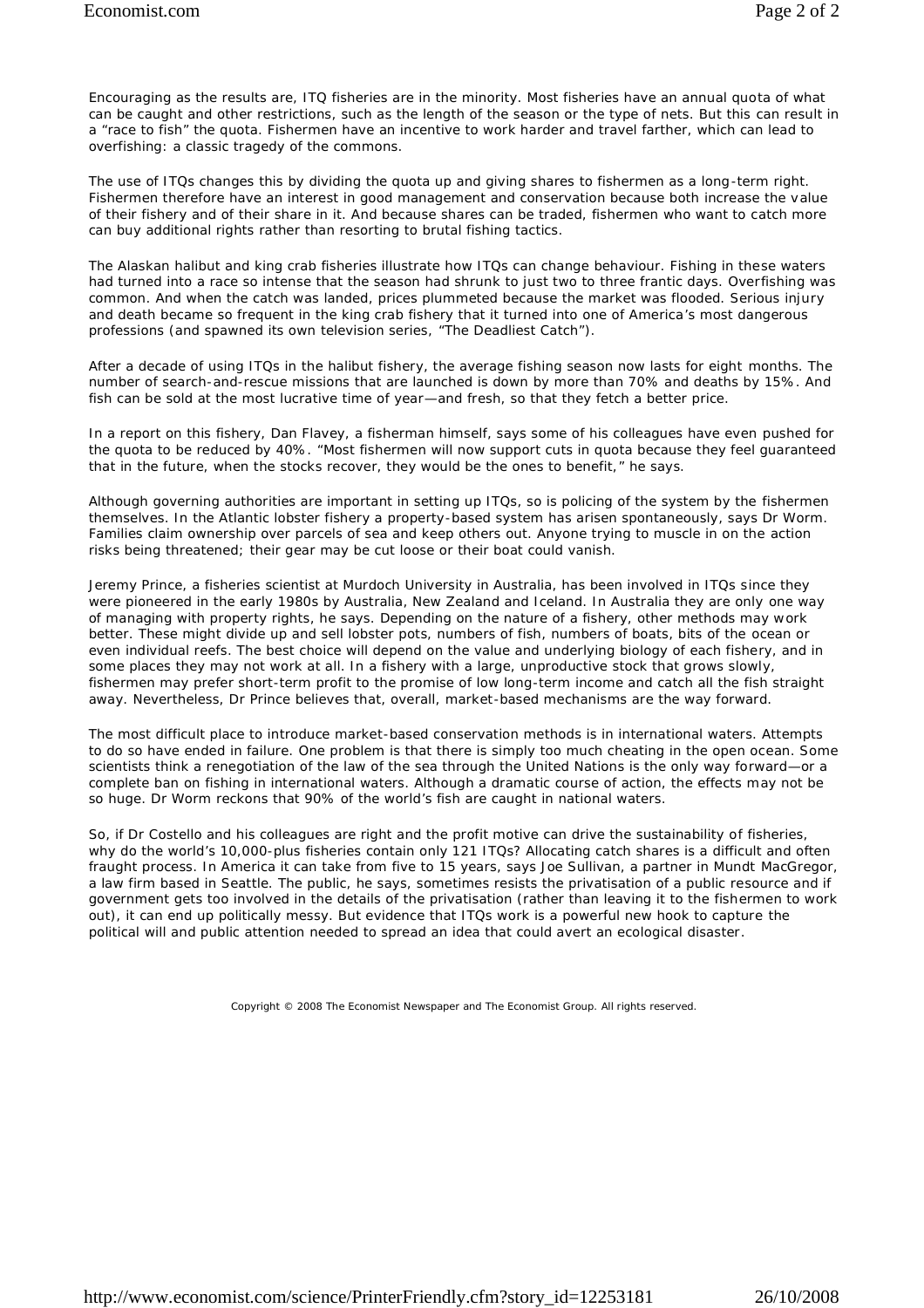Encouraging as the results are, ITQ fisheries are in the minority. Most fisheries have an annual quota of what can be caught and other restrictions, such as the length of the season or the type of nets. But this can result in a "race to fish" the quota. Fishermen have an incentive to work harder and travel farther, which can lead to overfishing: a classic tragedy of the commons.

The use of ITQs changes this by dividing the quota up and giving shares to fishermen as a long-term right. Fishermen therefore have an interest in good management and conservation because both increase the value of their fishery and of their share in it. And because shares can be traded, fishermen who want to catch more can buy additional rights rather than resorting to brutal fishing tactics.

The Alaskan halibut and king crab fisheries illustrate how ITQs can change behaviour. Fishing in these waters had turned into a race so intense that the season had shrunk to just two to three frantic days. Overfishing was common. And when the catch was landed, prices plummeted because the market was flooded. Serious injury and death became so frequent in the king crab fishery that it turned into one of America's most dangerous professions (and spawned its own television series, "The Deadliest Catch").

After a decade of using ITQs in the halibut fishery, the average fishing season now lasts for eight months. The number of search-and-rescue missions that are launched is down by more than 70% and deaths by 15%. And fish can be sold at the most lucrative time of year—and fresh, so that they fetch a better price.

In a report on this fishery, Dan Flavey, a fisherman himself, says some of his colleagues have even pushed for the quota to be reduced by 40%. "Most fishermen will now support cuts in quota because they feel guaranteed that in the future, when the stocks recover, they would be the ones to benefit," he says.

Although governing authorities are important in setting up ITQs, so is policing of the system by the fishermen themselves. In the Atlantic lobster fishery a property-based system has arisen spontaneously, says Dr Worm. Families claim ownership over parcels of sea and keep others out. Anyone trying to muscle in on the action risks being threatened; their gear may be cut loose or their boat could vanish.

Jeremy Prince, a fisheries scientist at Murdoch University in Australia, has been involved in ITQs since they were pioneered in the early 1980s by Australia, New Zealand and Iceland. In Australia they are only one way of managing with property rights, he says. Depending on the nature of a fishery, other methods may work better. These might divide up and sell lobster pots, numbers of fish, numbers of boats, bits of the ocean or even individual reefs. The best choice will depend on the value and underlying biology of each fishery, and in some places they may not work at all. In a fishery with a large, unproductive stock that grows slowly, fishermen may prefer short-term profit to the promise of low long-term income and catch all the fish straight away. Nevertheless, Dr Prince believes that, overall, market-based mechanisms are the way forward.

The most difficult place to introduce market-based conservation methods is in international waters. Attempts to do so have ended in failure. One problem is that there is simply too much cheating in the open ocean. Some scientists think a renegotiation of the law of the sea through the United Nations is the only way forward—or a complete ban on fishing in international waters. Although a dramatic course of action, the effects may not be so huge. Dr Worm reckons that 90% of the world's fish are caught in national waters.

So, if Dr Costello and his colleagues are right and the profit motive can drive the sustainability of fisheries, why do the world's 10,000-plus fisheries contain only 121 ITQs? Allocating catch shares is a difficult and often fraught process. In America it can take from five to 15 years, says Joe Sullivan, a partner in Mundt MacGregor, a law firm based in Seattle. The public, he says, sometimes resists the privatisation of a public resource and if government gets too involved in the details of the privatisation (rather than leaving it to the fishermen to work out), it can end up politically messy. But evidence that ITQs work is a powerful new hook to capture the political will and public attention needed to spread an idea that could avert an ecological disaster.

Copyright © 2008 The Economist Newspaper and The Economist Group. All rights reserved.